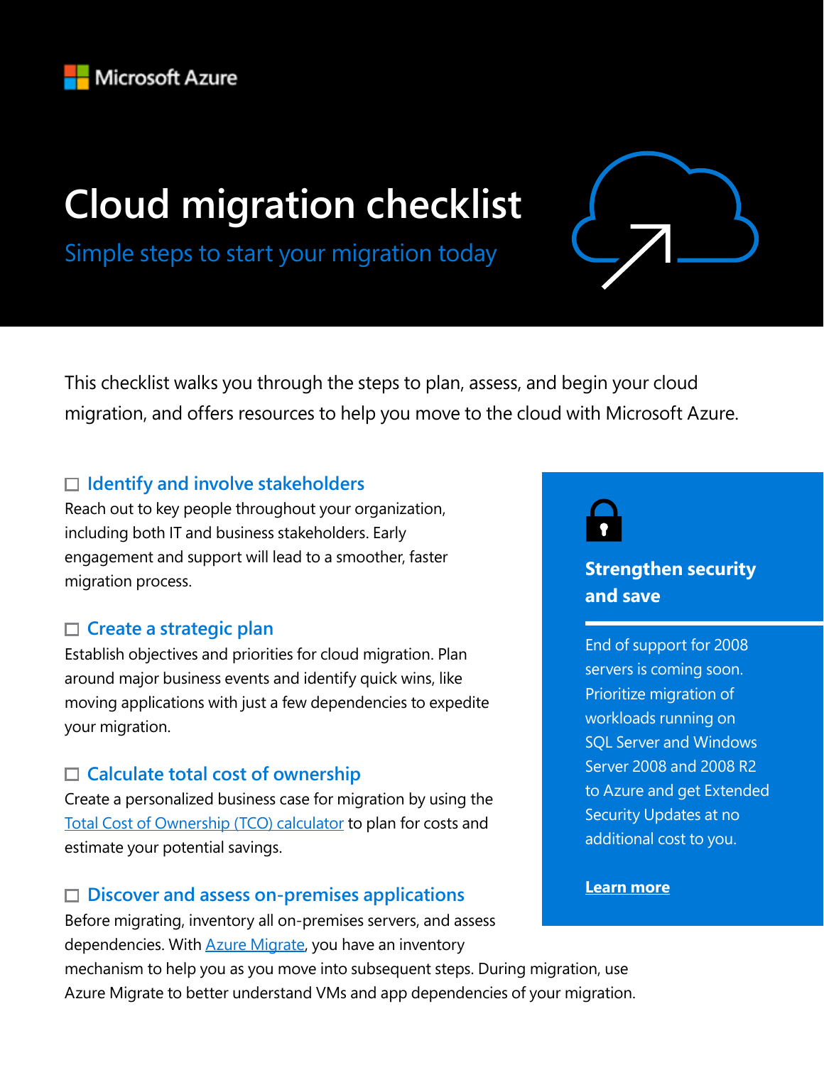Microsoft Azure

# Cloud migration checklist

## Simple steps to start your migration today

This checklist walks you through the steps to plan, assess, and begin your cloud migration, and offers resources to help you move to the cloud with Microsoft Azure.

### ☐ Identify and involve stakeholders

Reach out to key people throughout your organization, including both IT and business stakeholders. Early engagement and support will lead to a smoother, faster migration process.

### ☐ Create a strategic plan

Establish objectives and priorities for cloud migration. Plan around major business events and identify quick wins, like moving applications with just a few dependencies to expedite your migration.

### ☐ Calculate total cost of ownership

Create a personalized business case for migration by using the Total Cost of Ownership (TCO) calculator to plan for costs and estimate your potential savings.

### ☐ Discover and assess on-premises applications

Before migrating, inventory all on-premises servers, and assess dependencies. With Azure Migrate, you have an inventory mechanism to help you as you move into subsequent steps. During migration, use Azure Migrate to better understand VMs and app dependencies of your migration.

**Strengthen security and save**

End of support for 2008 servers is coming soon. Prioritize migration of workloads running on SQL Server and Windows Server 2008 and 2008 R2 to Azure and get Extended Security Updates at no additional cost to you.

**Learn more**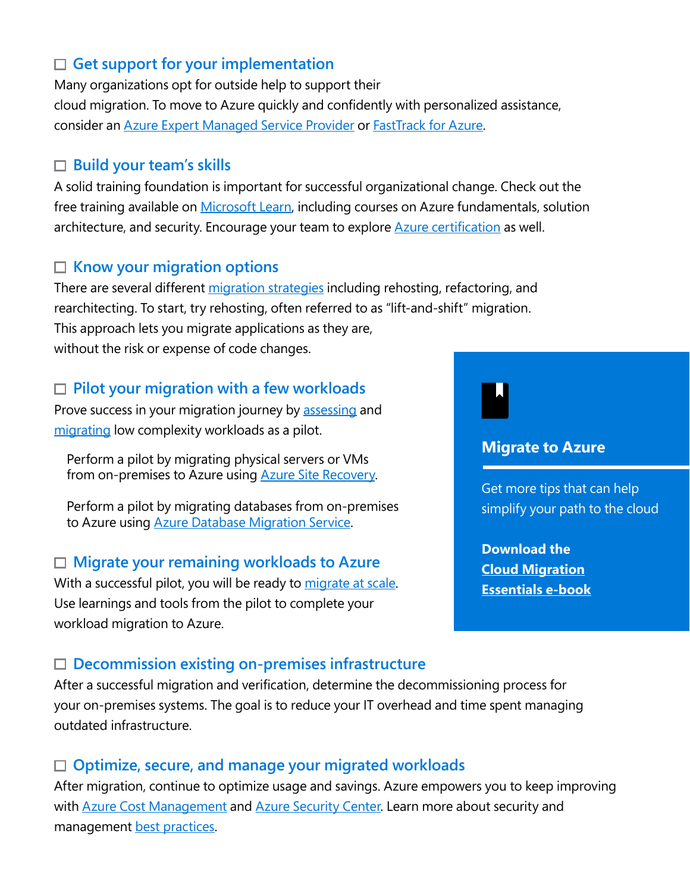## ☐ Get support for your implementation

Many organizations opt for outside help to support their cloud migration. To move to Azure quickly and confidently with personalized assistance, consider an Azure Expert Managed Service Provider or FastTrack for Azure.

## ☐ Build your team's skills

A solid training foundation is important for successful organizational change. Check out the free training available on Microsoft Learn, including courses on Azure fundamentals, solution architecture, and security. Encourage your team to explore Azure certification as well.

## ☐ Know your migration options

There are several different migration strategies including rehosting, refactoring, and rearchitecting. To start, try rehosting, often referred to as "lift-and-shift" migration. This approach lets you migrate applications as they are, without the risk or expense of code changes.

## ☐ Pilot your migration with a few workloads

Prove success in your migration journey by assessing and migrating low complexity workloads as a pilot.

Perform a pilot by migrating physical servers or VMs from on-premises to Azure using Azure Site Recovery.

Perform a pilot by migrating databases from on-premises to Azure using Azure Database Migration Service.

## ☐ Migrate your remaining workloads to Azure

With a successful pilot, you will be ready to migrate at scale. Use learnings and tools from the pilot to complete your workload migration to Azure.

## ☐ Decommission existing on-premises infrastructure

After a successful migration and verification, determine the decommissioning process for your on-premises systems. The goal is to reduce your IT overhead and time spent managing outdated infrastructure.

## ☐ Optimize, secure, and manage your migrated workloads

After migration, continue to optimize usage and savings. Azure empowers you to keep improving with Azure Cost Management and Azure Security Center. Learn more about security and management best practices.

**Migrate to Azure**

Get more tips that can help simplify your path to the cloud

**Download the Cloud Migration Essentials e-book**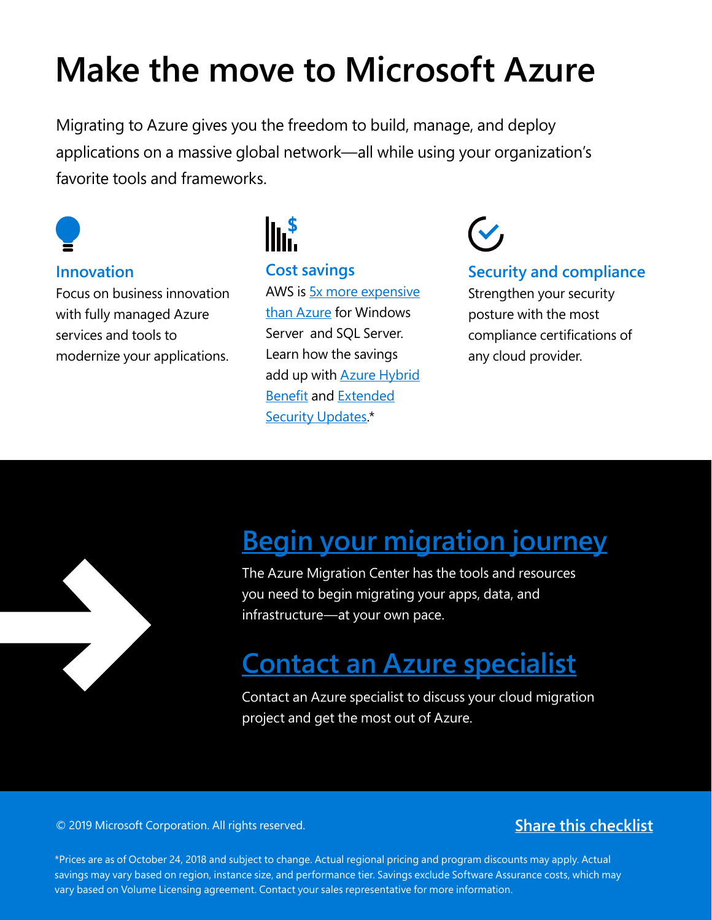# Make the move to Microsoft Azure

Migrating to Azure gives you the freedom to build, manage, and deploy applications on a massive global network—all while using your organization's favorite tools and frameworks.

### Innovation

Focus on business innovation with fully managed Azure services and tools to modernize your applications.

### Cost savings

AWS is [5x more expensive than Azure] for Windows Server and SQL Server. Learn how the savings add up with [Azure Hybrid Benefit] and [Extended Security Updates].*

### Security and compliance

Strengthen your security posture with the most compliance certifications of any cloud provider.

## Begin your migration journey

The Azure Migration Center has the tools and resources you need to begin migrating your apps, data, and infrastructure—at your own pace.

## Contact an Azure specialist

Contact an Azure specialist to discuss your cloud migration project and get the most out of Azure.

© 2019 Microsoft Corporation. All rights reserved.

Share this checklist

*Prices are as of October 24, 2018 and subject to change. Actual regional pricing and program discounts may apply. Actual savings may vary based on region, instance size, and performance tier. Savings exclude Software Assurance costs, which may vary based on Volume Licensing agreement. Contact your sales representative for more information.